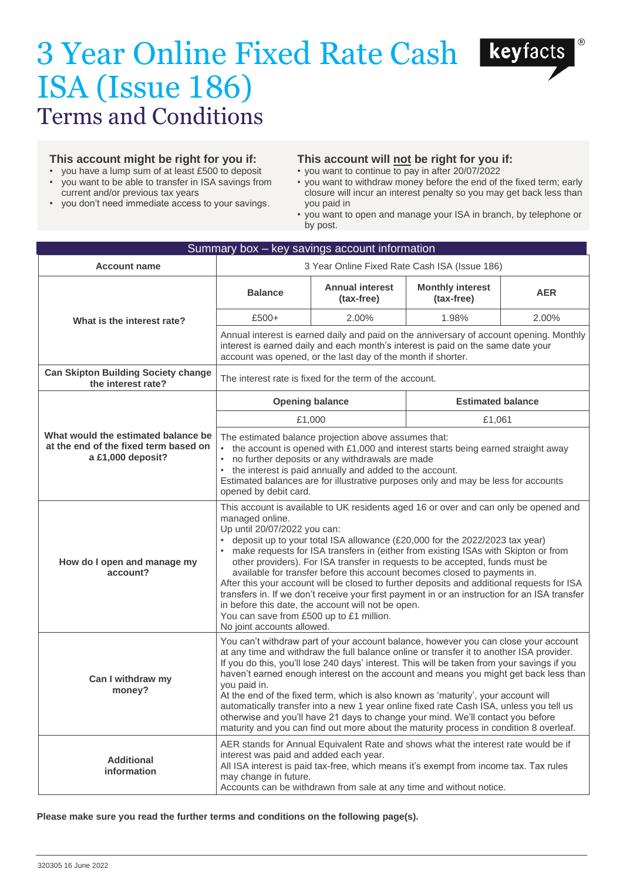# 3 Year Online Fixed Rate Cash ISA (Issue 186)

## Terms and Conditions

keyfacts®

### This account might be right for you if:

- you have a lump sum of at least £500 to deposit
- you want to be able to transfer in ISA savings from current and/or previous tax years
- you don't need immediate access to your savings.

### This account will not be right for you if:

- you want to continue to pay in after 20/07/2022
- you want to withdraw money before the end of the fixed term; early closure will incur an interest penalty so you may get back less than you paid in
- you want to open and manage your ISA in branch, by telephone or by post.

**Summary box – key savings account information**

| | | | | |
|---|---|---|---|---|
| **Account name** | 3 Year Online Fixed Rate Cash ISA (Issue 186) | | | |
| **What is the interest rate?** | **Balance** | **Annual interest (tax-free)** | **Monthly interest (tax-free)** | **AER** |
| | £500+ | 2.00% | 1.98% | 2.00% |
| | Annual interest is earned daily and paid on the anniversary of account opening. Monthly interest is earned daily and each month's interest is paid on the same date your account was opened, or the last day of the month if shorter. | | | |
| **Can Skipton Building Society change the interest rate?** | The interest rate is fixed for the term of the account. | | | |
| **What would the estimated balance be at the end of the fixed term based on a £1,000 deposit?** | **Opening balance** | | **Estimated balance** | |
| | £1,000 | | £1,061 | |
| | The estimated balance projection above assumes that:<br>• the account is opened with £1,000 and interest starts being earned straight away<br>• no further deposits or any withdrawals are made<br>• the interest is paid annually and added to the account.<br>Estimated balances are for illustrative purposes only and may be less for accounts opened by debit card. | | | |
| **How do I open and manage my account?** | This account is available to UK residents aged 16 or over and can only be opened and managed online.<br>Up until 20/07/2022 you can:<br>• deposit up to your total ISA allowance (£20,000 for the 2022/2023 tax year)<br>• make requests for ISA transfers in (either from existing ISAs with Skipton or from other providers). For ISA transfer in requests to be accepted, funds must be available for transfer before this account becomes closed to payments in.<br>After this your account will be closed to further deposits and additional requests for ISA transfers in. If we don't receive your first payment in or an instruction for an ISA transfer in before this date, the account will not be open.<br>You can save from £500 up to £1 million.<br>No joint accounts allowed. | | | |
| **Can I withdraw my money?** | You can't withdraw part of your account balance, however you can close your account at any time and withdraw the full balance online or transfer it to another ISA provider. If you do this, you'll lose 240 days' interest. This will be taken from your savings if you haven't earned enough interest on the account and means you might get back less than you paid in.<br>At the end of the fixed term, which is also known as 'maturity', your account will automatically transfer into a new 1 year online fixed rate Cash ISA, unless you tell us otherwise and you'll have 21 days to change your mind. We'll contact you before maturity and you can find out more about the maturity process in condition 8 overleaf. | | | |
| **Additional information** | AER stands for Annual Equivalent Rate and shows what the interest rate would be if interest was paid and added each year.<br>All ISA interest is paid tax-free, which means it's exempt from income tax. Tax rules may change in future.<br>Accounts can be withdrawn from sale at any time and without notice. | | | |

**Please make sure you read the further terms and conditions on the following page(s).**

320305 16 June 2022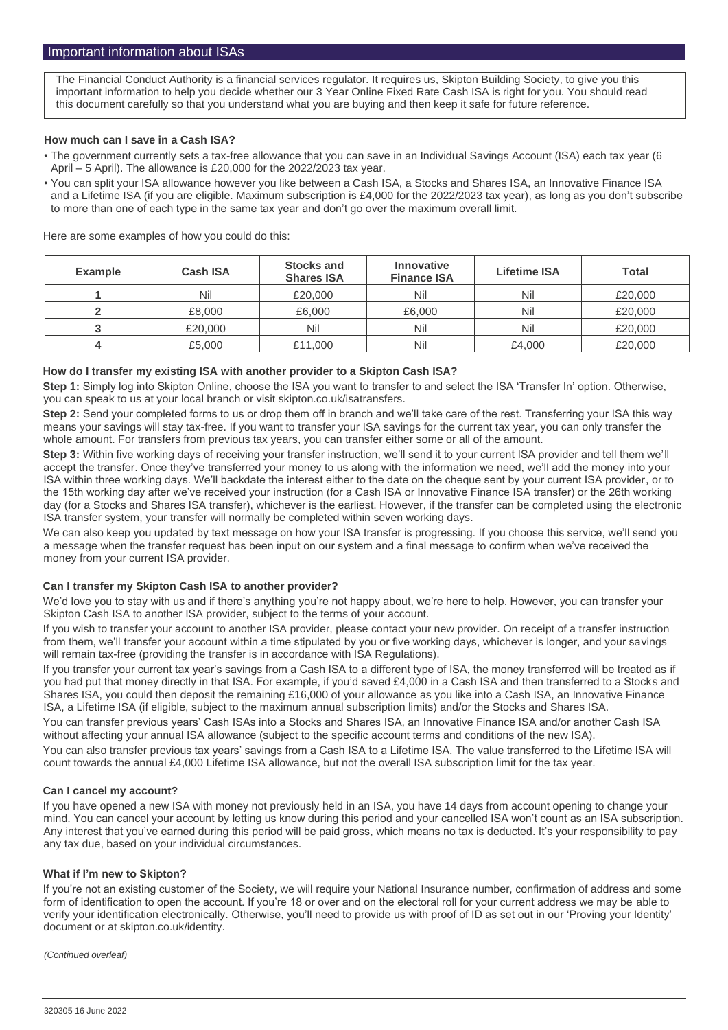## Important information about ISAs

The Financial Conduct Authority is a financial services regulator. It requires us, Skipton Building Society, to give you this important information to help you decide whether our 3 Year Online Fixed Rate Cash ISA is right for you. You should read this document carefully so that you understand what you are buying and then keep it safe for future reference.

### How much can I save in a Cash ISA?

- The government currently sets a tax-free allowance that you can save in an Individual Savings Account (ISA) each tax year (6 April – 5 April). The allowance is £20,000 for the 2022/2023 tax year.
- You can split your ISA allowance however you like between a Cash ISA, a Stocks and Shares ISA, an Innovative Finance ISA and a Lifetime ISA (if you are eligible. Maximum subscription is £4,000 for the 2022/2023 tax year), as long as you don't subscribe to more than one of each type in the same tax year and don't go over the maximum overall limit.

Here are some examples of how you could do this:

| Example | Cash ISA | Stocks and Shares ISA | Innovative Finance ISA | Lifetime ISA | Total |
|---|---|---|---|---|---|
| 1 | Nil | £20,000 | Nil | Nil | £20,000 |
| 2 | £8,000 | £6,000 | £6,000 | Nil | £20,000 |
| 3 | £20,000 | Nil | Nil | Nil | £20,000 |
| 4 | £5,000 | £11,000 | Nil | £4,000 | £20,000 |

### How do I transfer my existing ISA with another provider to a Skipton Cash ISA?

**Step 1:** Simply log into Skipton Online, choose the ISA you want to transfer to and select the ISA 'Transfer In' option. Otherwise, you can speak to us at your local branch or visit skipton.co.uk/isatransfers.

**Step 2:** Send your completed forms to us or drop them off in branch and we'll take care of the rest. Transferring your ISA this way means your savings will stay tax-free. If you want to transfer your ISA savings for the current tax year, you can only transfer the whole amount. For transfers from previous tax years, you can transfer either some or all of the amount.

**Step 3:** Within five working days of receiving your transfer instruction, we'll send it to your current ISA provider and tell them we'll accept the transfer. Once they've transferred your money to us along with the information we need, we'll add the money into your ISA within three working days. We'll backdate the interest either to the date on the cheque sent by your current ISA provider, or to the 15th working day after we've received your instruction (for a Cash ISA or Innovative Finance ISA transfer) or the 26th working day (for a Stocks and Shares ISA transfer), whichever is the earliest. However, if the transfer can be completed using the electronic ISA transfer system, your transfer will normally be completed within seven working days.

We can also keep you updated by text message on how your ISA transfer is progressing. If you choose this service, we'll send you a message when the transfer request has been input on our system and a final message to confirm when we've received the money from your current ISA provider.

### Can I transfer my Skipton Cash ISA to another provider?

We'd love you to stay with us and if there's anything you're not happy about, we're here to help. However, you can transfer your Skipton Cash ISA to another ISA provider, subject to the terms of your account.

If you wish to transfer your account to another ISA provider, please contact your new provider. On receipt of a transfer instruction from them, we'll transfer your account within a time stipulated by you or five working days, whichever is longer, and your savings will remain tax-free (providing the transfer is in accordance with ISA Regulations).

If you transfer your current tax year's savings from a Cash ISA to a different type of ISA, the money transferred will be treated as if you had put that money directly in that ISA. For example, if you'd saved £4,000 in a Cash ISA and then transferred to a Stocks and Shares ISA, you could then deposit the remaining £16,000 of your allowance as you like into a Cash ISA, an Innovative Finance ISA, a Lifetime ISA (if eligible, subject to the maximum annual subscription limits) and/or the Stocks and Shares ISA.

You can transfer previous years' Cash ISAs into a Stocks and Shares ISA, an Innovative Finance ISA and/or another Cash ISA without affecting your annual ISA allowance (subject to the specific account terms and conditions of the new ISA).

You can also transfer previous tax years' savings from a Cash ISA to a Lifetime ISA. The value transferred to the Lifetime ISA will count towards the annual £4,000 Lifetime ISA allowance, but not the overall ISA subscription limit for the tax year.

### Can I cancel my account?

If you have opened a new ISA with money not previously held in an ISA, you have 14 days from account opening to change your mind. You can cancel your account by letting us know during this period and your cancelled ISA won't count as an ISA subscription. Any interest that you've earned during this period will be paid gross, which means no tax is deducted. It's your responsibility to pay any tax due, based on your individual circumstances.

### What if I'm new to Skipton?

If you're not an existing customer of the Society, we will require your National Insurance number, confirmation of address and some form of identification to open the account. If you're 18 or over and on the electoral roll for your current address we may be able to verify your identification electronically. Otherwise, you'll need to provide us with proof of ID as set out in our 'Proving your Identity' document or at skipton.co.uk/identity.

*(Continued overleaf)*

320305 16 June 2022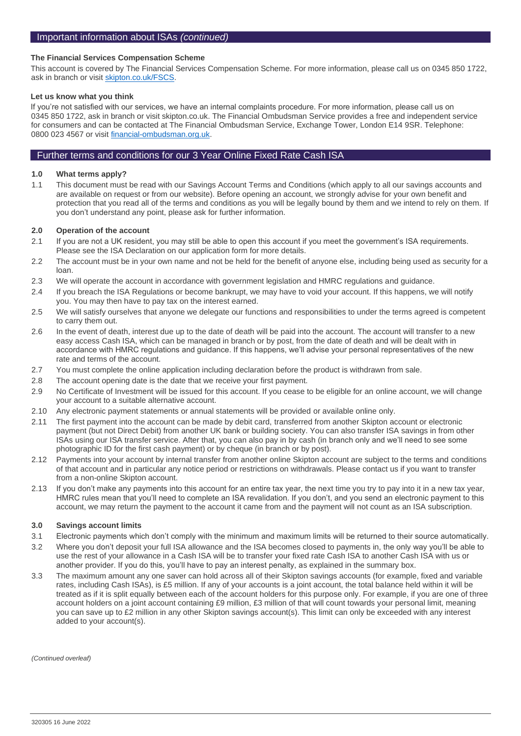## Important information about ISAs *(continued)*

**The Financial Services Compensation Scheme**

This account is covered by The Financial Services Compensation Scheme. For more information, please call us on 0345 850 1722, ask in branch or visit skipton.co.uk/FSCS.

**Let us know what you think**

If you're not satisfied with our services, we have an internal complaints procedure. For more information, please call us on 0345 850 1722, ask in branch or visit skipton.co.uk. The Financial Ombudsman Service provides a free and independent service for consumers and can be contacted at The Financial Ombudsman Service, Exchange Tower, London E14 9SR. Telephone: 0800 023 4567 or visit financial-ombudsman.org.uk.

## Further terms and conditions for our 3 Year Online Fixed Rate Cash ISA

### 1.0 What terms apply?

1.1 This document must be read with our Savings Account Terms and Conditions (which apply to all our savings accounts and are available on request or from our website). Before opening an account, we strongly advise for your own benefit and protection that you read all of the terms and conditions as you will be legally bound by them and we intend to rely on them. If you don't understand any point, please ask for further information.

### 2.0 Operation of the account

2.1 If you are not a UK resident, you may still be able to open this account if you meet the government's ISA requirements. Please see the ISA Declaration on our application form for more details.

2.2 The account must be in your own name and not be held for the benefit of anyone else, including being used as security for a loan.

2.3 We will operate the account in accordance with government legislation and HMRC regulations and guidance.

2.4 If you breach the ISA Regulations or become bankrupt, we may have to void your account. If this happens, we will notify you. You may then have to pay tax on the interest earned.

2.5 We will satisfy ourselves that anyone we delegate our functions and responsibilities to under the terms agreed is competent to carry them out.

2.6 In the event of death, interest due up to the date of death will be paid into the account. The account will transfer to a new easy access Cash ISA, which can be managed in branch or by post, from the date of death and will be dealt with in accordance with HMRC regulations and guidance. If this happens, we'll advise your personal representatives of the new rate and terms of the account.

2.7 You must complete the online application including declaration before the product is withdrawn from sale.

2.8 The account opening date is the date that we receive your first payment.

2.9 No Certificate of Investment will be issued for this account. If you cease to be eligible for an online account, we will change your account to a suitable alternative account.

2.10 Any electronic payment statements or annual statements will be provided or available online only.

2.11 The first payment into the account can be made by debit card, transferred from another Skipton account or electronic payment (but not Direct Debit) from another UK bank or building society. You can also transfer ISA savings in from other ISAs using our ISA transfer service. After that, you can also pay in by cash (in branch only and we'll need to see some photographic ID for the first cash payment) or by cheque (in branch or by post).

2.12 Payments into your account by internal transfer from another online Skipton account are subject to the terms and conditions of that account and in particular any notice period or restrictions on withdrawals. Please contact us if you want to transfer from a non-online Skipton account.

2.13 If you don't make any payments into this account for an entire tax year, the next time you try to pay into it in a new tax year, HMRC rules mean that you'll need to complete an ISA revalidation. If you don't, and you send an electronic payment to this account, we may return the payment to the account it came from and the payment will not count as an ISA subscription.

### 3.0 Savings account limits

3.1 Electronic payments which don't comply with the minimum and maximum limits will be returned to their source automatically.

3.2 Where you don't deposit your full ISA allowance and the ISA becomes closed to payments in, the only way you'll be able to use the rest of your allowance in a Cash ISA will be to transfer your fixed rate Cash ISA to another Cash ISA with us or another provider. If you do this, you'll have to pay an interest penalty, as explained in the summary box.

3.3 The maximum amount any one saver can hold across all of their Skipton savings accounts (for example, fixed and variable rates, including Cash ISAs), is £5 million. If any of your accounts is a joint account, the total balance held within it will be treated as if it is split equally between each of the account holders for this purpose only. For example, if you are one of three account holders on a joint account containing £9 million, £3 million of that will count towards your personal limit, meaning you can save up to £2 million in any other Skipton savings account(s). This limit can only be exceeded with any interest added to your account(s).

*(Continued overleaf)*

320305 16 June 2022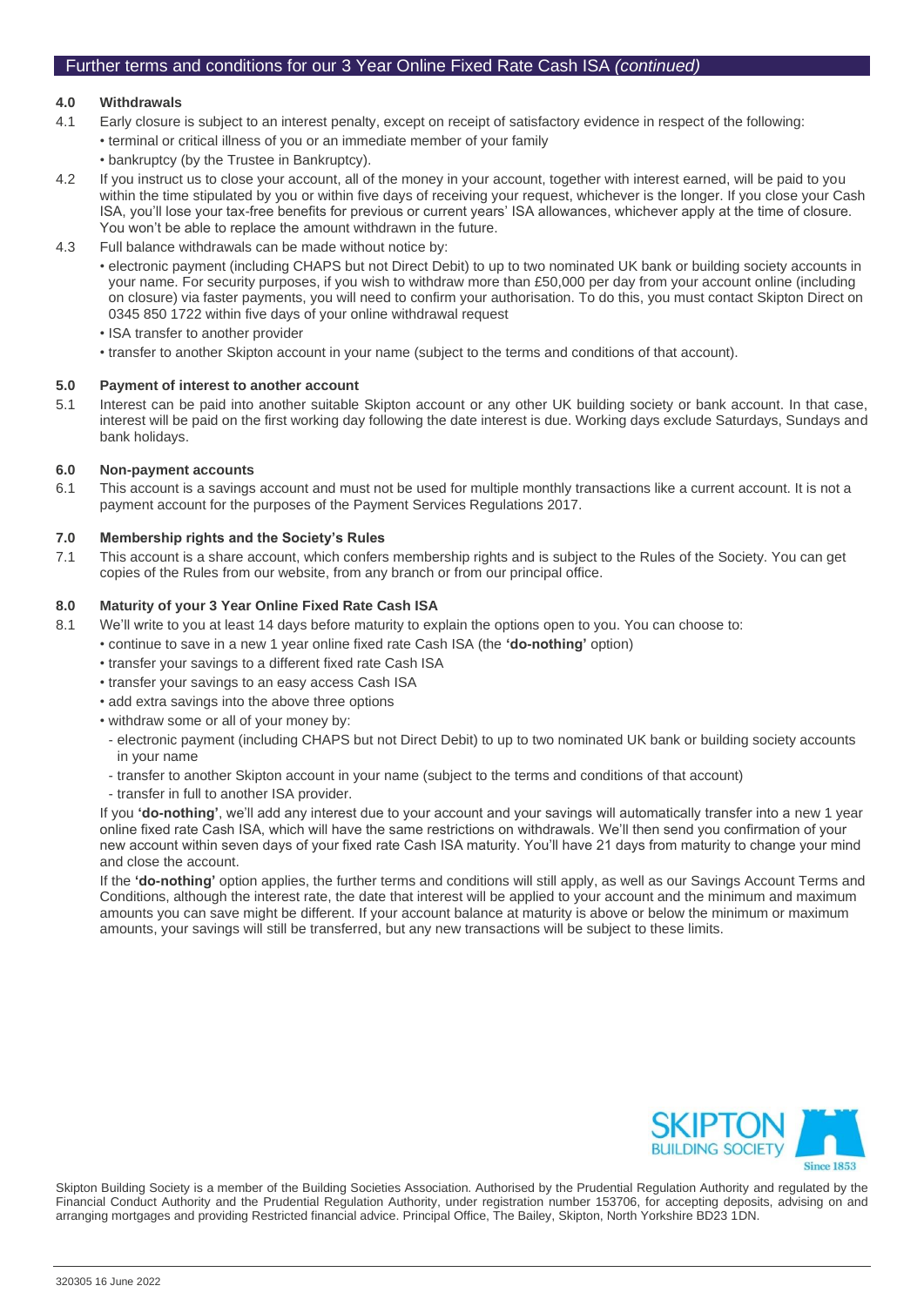## Further terms and conditions for our 3 Year Online Fixed Rate Cash ISA *(continued)*

### 4.0 Withdrawals

4.1 Early closure is subject to an interest penalty, except on receipt of satisfactory evidence in respect of the following:

- terminal or critical illness of you or an immediate member of your family
- bankruptcy (by the Trustee in Bankruptcy).

4.2 If you instruct us to close your account, all of the money in your account, together with interest earned, will be paid to you within the time stipulated by you or within five days of receiving your request, whichever is the longer. If you close your Cash ISA, you'll lose your tax-free benefits for previous or current years' ISA allowances, whichever apply at the time of closure. You won't be able to replace the amount withdrawn in the future.

4.3 Full balance withdrawals can be made without notice by:

- electronic payment (including CHAPS but not Direct Debit) to up to two nominated UK bank or building society accounts in your name. For security purposes, if you wish to withdraw more than £50,000 per day from your account online (including on closure) via faster payments, you will need to confirm your authorisation. To do this, you must contact Skipton Direct on 0345 850 1722 within five days of your online withdrawal request
- ISA transfer to another provider
- transfer to another Skipton account in your name (subject to the terms and conditions of that account).

### 5.0 Payment of interest to another account

5.1 Interest can be paid into another suitable Skipton account or any other UK building society or bank account. In that case, interest will be paid on the first working day following the date interest is due. Working days exclude Saturdays, Sundays and bank holidays.

### 6.0 Non-payment accounts

6.1 This account is a savings account and must not be used for multiple monthly transactions like a current account. It is not a payment account for the purposes of the Payment Services Regulations 2017.

### 7.0 Membership rights and the Society's Rules

7.1 This account is a share account, which confers membership rights and is subject to the Rules of the Society. You can get copies of the Rules from our website, from any branch or from our principal office.

### 8.0 Maturity of your 3 Year Online Fixed Rate Cash ISA

8.1 We'll write to you at least 14 days before maturity to explain the options open to you. You can choose to:

- continue to save in a new 1 year online fixed rate Cash ISA (the **'do-nothing'** option)
- transfer your savings to a different fixed rate Cash ISA
- transfer your savings to an easy access Cash ISA
- add extra savings into the above three options
- withdraw some or all of your money by:
  - electronic payment (including CHAPS but not Direct Debit) to up to two nominated UK bank or building society accounts in your name
  - transfer to another Skipton account in your name (subject to the terms and conditions of that account)
  - transfer in full to another ISA provider.

If you **'do-nothing'**, we'll add any interest due to your account and your savings will automatically transfer into a new 1 year online fixed rate Cash ISA, which will have the same restrictions on withdrawals. We'll then send you confirmation of your new account within seven days of your fixed rate Cash ISA maturity. You'll have 21 days from maturity to change your mind and close the account.

If the **'do-nothing'** option applies, the further terms and conditions will still apply, as well as our Savings Account Terms and Conditions, although the interest rate, the date that interest will be applied to your account and the minimum and maximum amounts you can save might be different. If your account balance at maturity is above or below the minimum or maximum amounts, your savings will still be transferred, but any new transactions will be subject to these limits.

SKIPTON BUILDING SOCIETY Since 1853

Skipton Building Society is a member of the Building Societies Association. Authorised by the Prudential Regulation Authority and regulated by the Financial Conduct Authority and the Prudential Regulation Authority, under registration number 153706, for accepting deposits, advising on and arranging mortgages and providing Restricted financial advice. Principal Office, The Bailey, Skipton, North Yorkshire BD23 1DN.

320305 16 June 2022